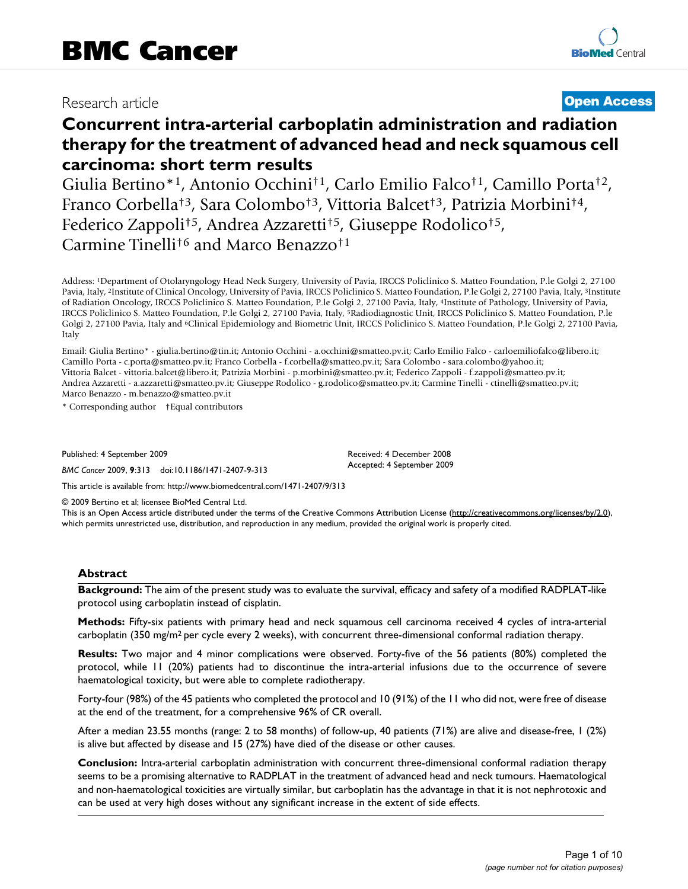BMC Cancer

Research article

**Open Access**

# Concurrent intra-arterial carboplatin administration and radiation therapy for the treatment of advanced head and neck squamous cell carcinoma: short term results

Giulia Bertino*[1], Antonio Occhini†[1], Carlo Emilio Falco†[1], Camillo Porta†[2], Franco Corbella†[3], Sara Colombo†[3], Vittoria Balcet†[3], Patrizia Morbini†[4], Federico Zappoli†[5], Andrea Azzaretti†[5], Giuseppe Rodolico†[5], Carmine Tinelli†[6] and Marco Benazzo†[1]

Address: [1]Department of Otolaryngology Head Neck Surgery, University of Pavia, IRCCS Policlinico S. Matteo Foundation, P.le Golgi 2, 27100 Pavia, Italy, [2]Institute of Clinical Oncology, University of Pavia, IRCCS Policlinico S. Matteo Foundation, P.le Golgi 2, 27100 Pavia, Italy, [3]Institute of Radiation Oncology, IRCCS Policlinico S. Matteo Foundation, P.le Golgi 2, 27100 Pavia, Italy, [4]Institute of Pathology, University of Pavia, IRCCS Policlinico S. Matteo Foundation, P.le Golgi 2, 27100 Pavia, Italy, [5]Radiodiagnostic Unit, IRCCS Policlinico S. Matteo Foundation, P.le Golgi 2, 27100 Pavia, Italy and [6]Clinical Epidemiology and Biometric Unit, IRCCS Policlinico S. Matteo Foundation, P.le Golgi 2, 27100 Pavia, Italy

Email: Giulia Bertino* - giulia.bertino@tin.it; Antonio Occhini - a.occhini@smatteo.pv.it; Carlo Emilio Falco - carloemiliofalco@libero.it; Camillo Porta - c.porta@smatteo.pv.it; Franco Corbella - f.corbella@smatteo.pv.it; Sara Colombo - sara.colombo@yahoo.it; Vittoria Balcet - vittoria.balcet@libero.it; Patrizia Morbini - p.morbini@smatteo.pv.it; Federico Zappoli - f.zappoli@smatteo.pv.it; Andrea Azzaretti - a.azzaretti@smatteo.pv.it; Giuseppe Rodolico - g.rodolico@smatteo.pv.it; Carmine Tinelli - ctinelli@smatteo.pv.it; Marco Benazzo - m.benazzo@smatteo.pv.it

* Corresponding author †Equal contributors

Published: 4 September 2009

*BMC Cancer* 2009, **9**:313 doi:10.1186/1471-2407-9-313

Received: 4 December 2008
Accepted: 4 September 2009

This article is available from: http://www.biomedcentral.com/1471-2407/9/313

© 2009 Bertino et al; licensee BioMed Central Ltd.
This is an Open Access article distributed under the terms of the Creative Commons Attribution License (http://creativecommons.org/licenses/by/2.0), which permits unrestricted use, distribution, and reproduction in any medium, provided the original work is properly cited.

## Abstract

**Background:** The aim of the present study was to evaluate the survival, efficacy and safety of a modified RADPLAT-like protocol using carboplatin instead of cisplatin.

**Methods:** Fifty-six patients with primary head and neck squamous cell carcinoma received 4 cycles of intra-arterial carboplatin (350 mg/m$^2$ per cycle every 2 weeks), with concurrent three-dimensional conformal radiation therapy.

**Results:** Two major and 4 minor complications were observed. Forty-five of the 56 patients (80%) completed the protocol, while 11 (20%) patients had to discontinue the intra-arterial infusions due to the occurrence of severe haematological toxicity, but were able to complete radiotherapy.

Forty-four (98%) of the 45 patients who completed the protocol and 10 (91%) of the 11 who did not, were free of disease at the end of the treatment, for a comprehensive 96% of CR overall.

After a median 23.55 months (range: 2 to 58 months) of follow-up, 40 patients (71%) are alive and disease-free, 1 (2%) is alive but affected by disease and 15 (27%) have died of the disease or other causes.

**Conclusion:** Intra-arterial carboplatin administration with concurrent three-dimensional conformal radiation therapy seems to be a promising alternative to RADPLAT in the treatment of advanced head and neck tumours. Haematological and non-haematological toxicities are virtually similar, but carboplatin has the advantage in that it is not nephrotoxic and can be used at very high doses without any significant increase in the extent of side effects.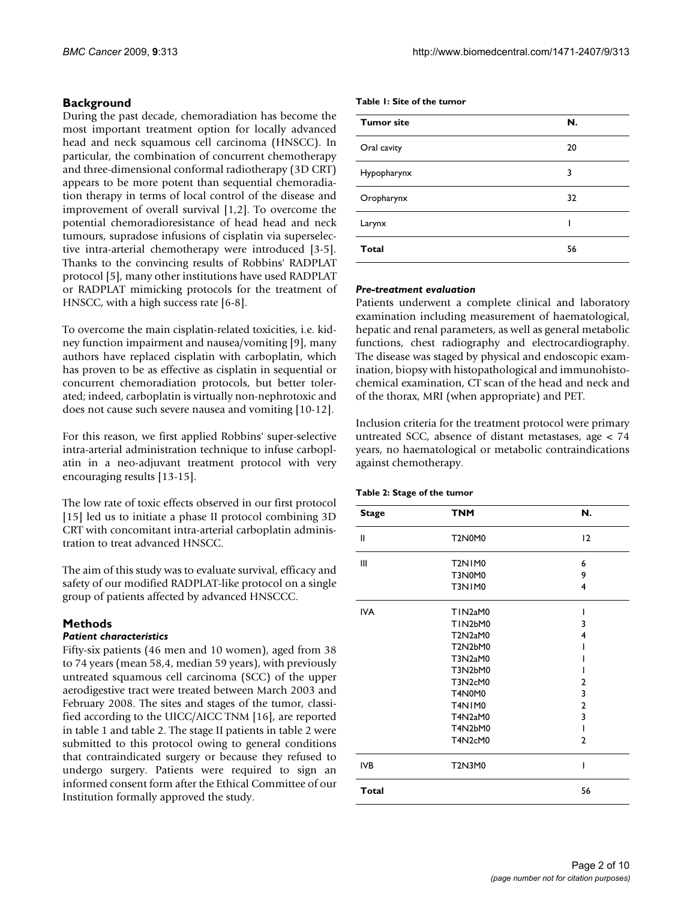## Background

During the past decade, chemoradiation has become the most important treatment option for locally advanced head and neck squamous cell carcinoma (HNSCC). In particular, the combination of concurrent chemotherapy and three-dimensional conformal radiotherapy (3D CRT) appears to be more potent than sequential chemoradiation therapy in terms of local control of the disease and improvement of overall survival [1,2]. To overcome the potential chemoradioresistance of head head and neck tumours, supradose infusions of cisplatin via superselective intra-arterial chemotherapy were introduced [3-5]. Thanks to the convincing results of Robbins' RADPLAT protocol [5], many other institutions have used RADPLAT or RADPLAT mimicking protocols for the treatment of HNSCC, with a high success rate [6-8].

To overcome the main cisplatin-related toxicities, i.e. kidney function impairment and nausea/vomiting [9], many authors have replaced cisplatin with carboplatin, which has proven to be as effective as cisplatin in sequential or concurrent chemoradiation protocols, but better tolerated; indeed, carboplatin is virtually non-nephrotoxic and does not cause such severe nausea and vomiting [10-12].

For this reason, we first applied Robbins' super-selective intra-arterial administration technique to infuse carboplatin in a neo-adjuvant treatment protocol with very encouraging results [13-15].

The low rate of toxic effects observed in our first protocol [15] led us to initiate a phase II protocol combining 3D CRT with concomitant intra-arterial carboplatin administration to treat advanced HNSCC.

The aim of this study was to evaluate survival, efficacy and safety of our modified RADPLAT-like protocol on a single group of patients affected by advanced HNSCCC.

## Methods

### *Patient characteristics*

Fifty-six patients (46 men and 10 women), aged from 38 to 74 years (mean 58,4, median 59 years), with previously untreated squamous cell carcinoma (SCC) of the upper aerodigestive tract were treated between March 2003 and February 2008. The sites and stages of the tumor, classified according to the UICC/AICC TNM [16], are reported in table 1 and table 2. The stage II patients in table 2 were submitted to this protocol owing to general conditions that contraindicated surgery or because they refused to undergo surgery. Patients were required to sign an informed consent form after the Ethical Committee of our Institution formally approved the study.

**Table 1: Site of the tumor**

| Tumor site | N. |
|---|---|
| Oral cavity | 20 |
| Hypopharynx | 3 |
| Oropharynx | 32 |
| Larynx | 1 |
| **Total** | 56 |

### *Pre-treatment evaluation*

Patients underwent a complete clinical and laboratory examination including measurement of haematological, hepatic and renal parameters, as well as general metabolic functions, chest radiography and electrocardiography. The disease was staged by physical and endoscopic examination, biopsy with histopathological and immunohistochemical examination, CT scan of the head and neck and of the thorax, MRI (when appropriate) and PET.

Inclusion criteria for the treatment protocol were primary untreated SCC, absence of distant metastases, age < 74 years, no haematological or metabolic contraindications against chemotherapy.

**Table 2: Stage of the tumor**

| Stage | TNM | N. |
|---|---|---|
| II | T2N0M0 | 12 |
| III | T2N1M0 | 6 |
| | T3N0M0 | 9 |
| | T3N1M0 | 4 |
| IVA | T1N2aM0 | 1 |
| | T1N2bM0 | 3 |
| | T2N2aM0 | 4 |
| | T2N2bM0 | 1 |
| | T3N2aM0 | 1 |
| | T3N2bM0 | 1 |
| | T3N2cM0 | 2 |
| | T4N0M0 | 3 |
| | T4N1M0 | 2 |
| | T4N2aM0 | 3 |
| | T4N2bM0 | 1 |
| | T4N2cM0 | 2 |
| IVB | T2N3M0 | 1 |
| **Total** | | 56 |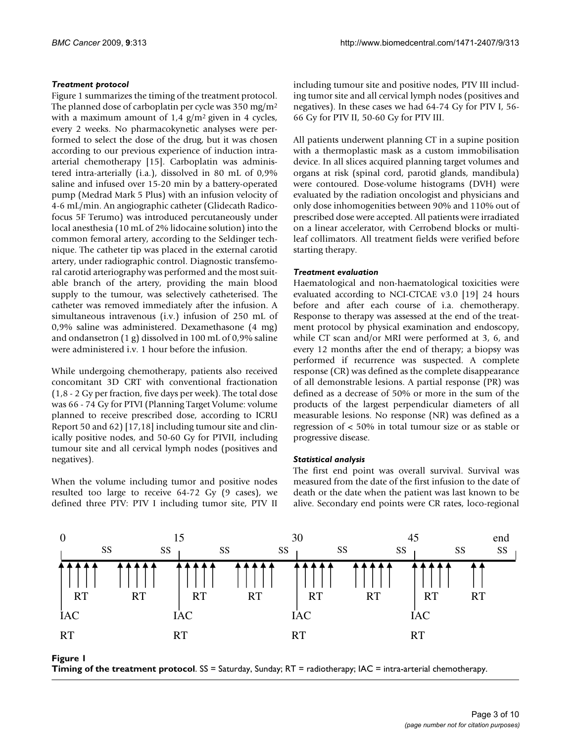### *Treatment protocol*

Figure 1 summarizes the timing of the treatment protocol. The planned dose of carboplatin per cycle was 350 mg/m$^2$ with a maximum amount of 1,4 g/m$^2$ given in 4 cycles, every 2 weeks. No pharmacokynetic analyses were performed to select the dose of the drug, but it was chosen according to our previous experience of induction intra-arterial chemotherapy [15]. Carboplatin was administered intra-arterially (i.a.), dissolved in 80 mL of 0,9% saline and infused over 15-20 min by a battery-operated pump (Medrad Mark 5 Plus) with an infusion velocity of 4-6 mL/min. An angiographic catheter (Glidecath Radicofocus 5F Terumo) was introduced percutaneously under local anesthesia (10 mL of 2% lidocaine solution) into the common femoral artery, according to the Seldinger technique. The catheter tip was placed in the external carotid artery, under radiographic control. Diagnostic transfemoral carotid arteriography was performed and the most suitable branch of the artery, providing the main blood supply to the tumour, was selectively catheterised. The catheter was removed immediately after the infusion. A simultaneous intravenous (i.v.) infusion of 250 mL of 0,9% saline was administered. Dexamethasone (4 mg) and ondansetron (1 g) dissolved in 100 mL of 0,9% saline were administered i.v. 1 hour before the infusion.

While undergoing chemotherapy, patients also received concomitant 3D CRT with conventional fractionation (1,8 - 2 Gy per fraction, five days per week). The total dose was 66 - 74 Gy for PTVI (Planning Target Volume: volume planned to receive prescribed dose, according to ICRU Report 50 and 62) [17,18] including tumour site and clinically positive nodes, and 50-60 Gy for PTVII, including tumour site and all cervical lymph nodes (positives and negatives).

When the volume including tumor and positive nodes resulted too large to receive 64-72 Gy (9 cases), we defined three PTV: PTV I including tumor site, PTV II including tumour site and positive nodes, PTV III including tumor site and all cervical lymph nodes (positives and negatives). In these cases we had 64-74 Gy for PTV I, 56-66 Gy for PTV II, 50-60 Gy for PTV III.

All patients underwent planning CT in a supine position with a thermoplastic mask as a custom immobilisation device. In all slices acquired planning target volumes and organs at risk (spinal cord, parotid glands, mandibula) were contoured. Dose-volume histograms (DVH) were evaluated by the radiation oncologist and physicians and only dose inhomogenities between 90% and 110% out of prescribed dose were accepted. All patients were irradiated on a linear accelerator, with Cerrobend blocks or multi-leaf collimators. All treatment fields were verified before starting therapy.

### *Treatment evaluation*

Haematological and non-haematological toxicities were evaluated according to NCI-CTCAE v3.0 [19] 24 hours before and after each course of i.a. chemotherapy. Response to therapy was assessed at the end of the treatment protocol by physical examination and endoscopy, while CT scan and/or MRI were performed at 3, 6, and every 12 months after the end of therapy; a biopsy was performed if recurrence was suspected. A complete response (CR) was defined as the complete disappearance of all demonstrable lesions. A partial response (PR) was defined as a decrease of 50% or more in the sum of the products of the largest perpendicular diameters of all measurable lesions. No response (NR) was defined as a regression of < 50% in total tumour size or as stable or progressive disease.

### *Statistical analysis*

The first end point was overall survival. Survival was measured from the date of the first infusion to the date of death or the date when the patient was last known to be alive. Secondary end points were CR rates, loco-regional

0 15 30 45 end

SS SS SS SS SS SS SS SS

RT RT RT RT RT RT RT RT

IAC IAC IAC IAC

RT RT RT RT

**Figure 1**
**Timing of the treatment protocol**. SS = Saturday, Sunday; RT = radiotherapy; IAC = intra-arterial chemotherapy.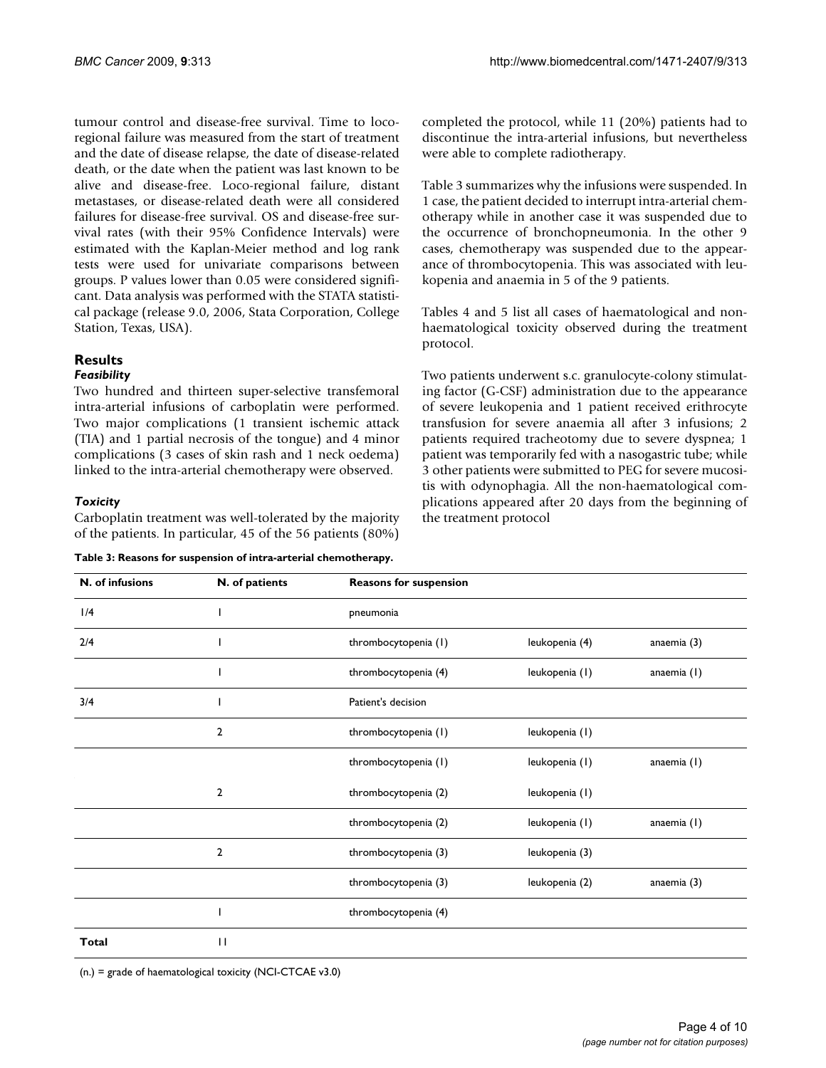tumour control and disease-free survival. Time to loco-regional failure was measured from the start of treatment and the date of disease relapse, the date of disease-related death, or the date when the patient was last known to be alive and disease-free. Loco-regional failure, distant metastases, or disease-related death were all considered failures for disease-free survival. OS and disease-free survival rates (with their 95% Confidence Intervals) were estimated with the Kaplan-Meier method and log rank tests were used for univariate comparisons between groups. P values lower than 0.05 were considered significant. Data analysis was performed with the STATA statistical package (release 9.0, 2006, Stata Corporation, College Station, Texas, USA).

## Results

### *Feasibility*

Two hundred and thirteen super-selective transfemoral intra-arterial infusions of carboplatin were performed. Two major complications (1 transient ischemic attack (TIA) and 1 partial necrosis of the tongue) and 4 minor complications (3 cases of skin rash and 1 neck oedema) linked to the intra-arterial chemotherapy were observed.

### *Toxicity*

Carboplatin treatment was well-tolerated by the majority of the patients. In particular, 45 of the 56 patients (80%) completed the protocol, while 11 (20%) patients had to discontinue the intra-arterial infusions, but nevertheless were able to complete radiotherapy.

Table 3 summarizes why the infusions were suspended. In 1 case, the patient decided to interrupt intra-arterial chemotherapy while in another case it was suspended due to the occurrence of bronchopneumonia. In the other 9 cases, chemotherapy was suspended due to the appearance of thrombocytopenia. This was associated with leukopenia and anaemia in 5 of the 9 patients.

Tables 4 and 5 list all cases of haematological and non-haematological toxicity observed during the treatment protocol.

Two patients underwent s.c. granulocyte-colony stimulating factor (G-CSF) administration due to the appearance of severe leukopenia and 1 patient received erythrocyte transfusion for severe anaemia all after 3 infusions; 2 patients required tracheotomy due to severe dyspnea; 1 patient was temporarily fed with a nasogastric tube; while 3 other patients were submitted to PEG for severe mucositis with odynophagia. All the non-haematological complications appeared after 20 days from the beginning of the treatment protocol

**Table 3: Reasons for suspension of intra-arterial chemotherapy.**

| N. of infusions | N. of patients | Reasons for suspension | | |
|---|---|---|---|---|
| 1/4 | 1 | pneumonia | | |
| 2/4 | 1 | thrombocytopenia (1) | leukopenia (4) | anaemia (3) |
| | 1 | thrombocytopenia (4) | leukopenia (1) | anaemia (1) |
| 3/4 | 1 | Patient's decision | | |
| | 2 | thrombocytopenia (1) | leukopenia (1) | |
| | | thrombocytopenia (1) | leukopenia (1) | anaemia (1) |
| | 2 | thrombocytopenia (2) | leukopenia (1) | |
| | | thrombocytopenia (2) | leukopenia (1) | anaemia (1) |
| | 2 | thrombocytopenia (3) | leukopenia (3) | |
| | | thrombocytopenia (3) | leukopenia (2) | anaemia (3) |
| | 1 | thrombocytopenia (4) | | |
| **Total** | 11 | | | |

(n.) = grade of haematological toxicity (NCI-CTCAE v3.0)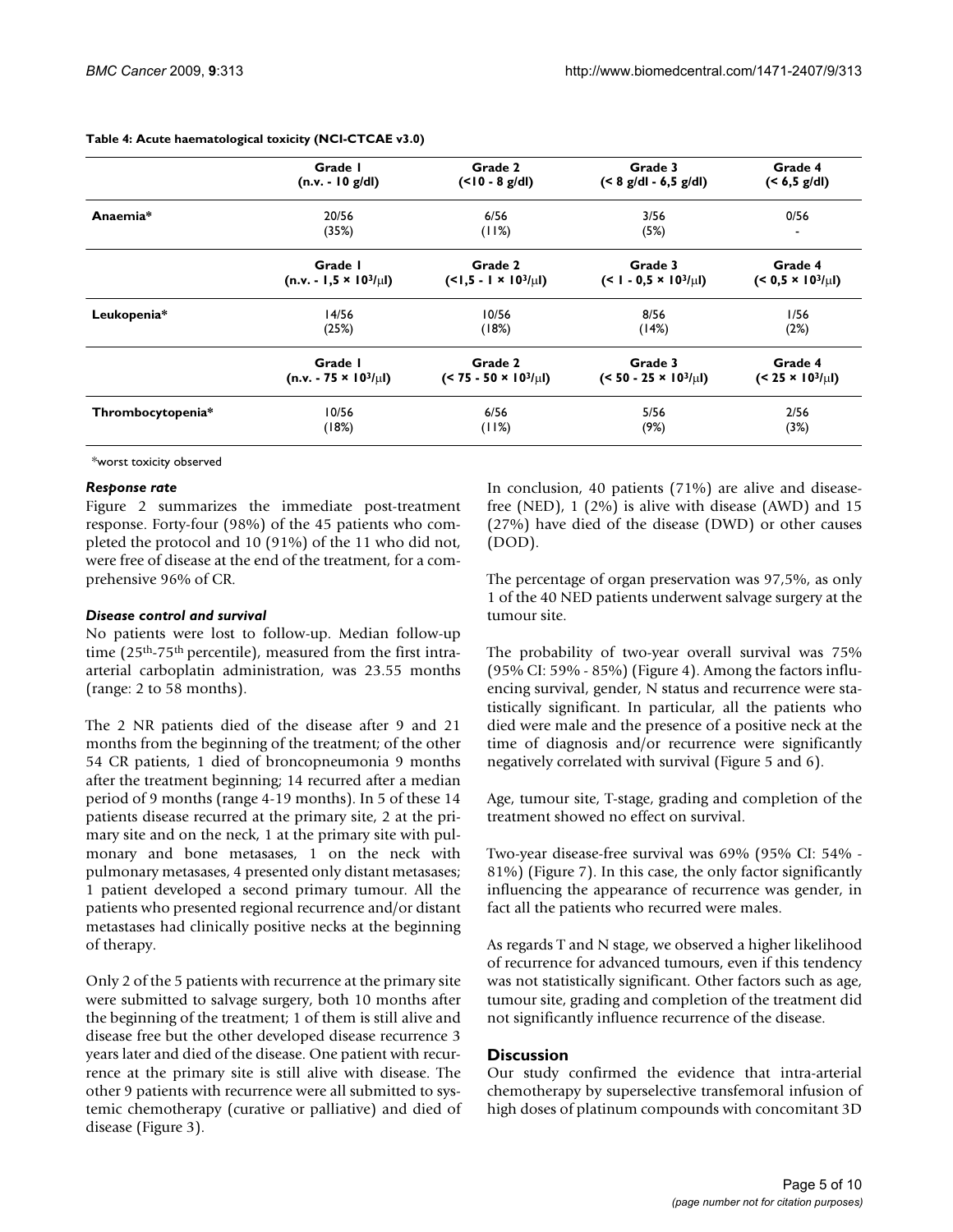**Table 4: Acute haematological toxicity (NCI-CTCAE v3.0)**

| | Grade 1 (n.v. - 10 g/dl) | Grade 2 (<10 - 8 g/dl) | Grade 3 (< 8 g/dl - 6,5 g/dl) | Grade 4 (< 6,5 g/dl) |
|---|---|---|---|---|
| **Anaemia*** | 20/56 (35%) | 6/56 (11%) | 3/56 (5%) | 0/56 - |
| | **Grade 1 (n.v. - 1,5 × $10^3$/μl)** | **Grade 2 (<1,5 - 1 × $10^3$/μl)** | **Grade 3 (< 1 - 0,5 × $10^3$/μl)** | **Grade 4 (< 0,5 × $10^3$/μl)** |
| **Leukopenia*** | 14/56 (25%) | 10/56 (18%) | 8/56 (14%) | 1/56 (2%) |
| | **Grade 1 (n.v. - 75 × $10^3$/μl)** | **Grade 2 (< 75 - 50 × $10^3$/μl)** | **Grade 3 (< 50 - 25 × $10^3$/μl)** | **Grade 4 (< 25 × $10^3$/μl)** |
| **Thrombocytopenia*** | 10/56 (18%) | 6/56 (11%) | 5/56 (9%) | 2/56 (3%) |

*worst toxicity observed

### *Response rate*

Figure 2 summarizes the immediate post-treatment response. Forty-four (98%) of the 45 patients who completed the protocol and 10 (91%) of the 11 who did not, were free of disease at the end of the treatment, for a comprehensive 96% of CR.

### *Disease control and survival*

No patients were lost to follow-up. Median follow-up time (25th-75th percentile), measured from the first intra-arterial carboplatin administration, was 23.55 months (range: 2 to 58 months).

The 2 NR patients died of the disease after 9 and 21 months from the beginning of the treatment; of the other 54 CR patients, 1 died of broncopneumonia 9 months after the treatment beginning; 14 recurred after a median period of 9 months (range 4-19 months). In 5 of these 14 patients disease recurred at the primary site, 2 at the primary site and on the neck, 1 at the primary site with pulmonary and bone metasases, 1 on the neck with pulmonary metasases, 4 presented only distant metasases; 1 patient developed a second primary tumour. All the patients who presented regional recurrence and/or distant metastases had clinically positive necks at the beginning of therapy.

Only 2 of the 5 patients with recurrence at the primary site were submitted to salvage surgery, both 10 months after the beginning of the treatment; 1 of them is still alive and disease free but the other developed disease recurrence 3 years later and died of the disease. One patient with recurrence at the primary site is still alive with disease. The other 9 patients with recurrence were all submitted to systemic chemotherapy (curative or palliative) and died of disease (Figure 3).

In conclusion, 40 patients (71%) are alive and disease-free (NED), 1 (2%) is alive with disease (AWD) and 15 (27%) have died of the disease (DWD) or other causes (DOD).

The percentage of organ preservation was 97,5%, as only 1 of the 40 NED patients underwent salvage surgery at the tumour site.

The probability of two-year overall survival was 75% (95% CI: 59% - 85%) (Figure 4). Among the factors influencing survival, gender, N status and recurrence were statistically significant. In particular, all the patients who died were male and the presence of a positive neck at the time of diagnosis and/or recurrence were significantly negatively correlated with survival (Figure 5 and 6).

Age, tumour site, T-stage, grading and completion of the treatment showed no effect on survival.

Two-year disease-free survival was 69% (95% CI: 54% - 81%) (Figure 7). In this case, the only factor significantly influencing the appearance of recurrence was gender, in fact all the patients who recurred were males.

As regards T and N stage, we observed a higher likelihood of recurrence for advanced tumours, even if this tendency was not statistically significant. Other factors such as age, tumour site, grading and completion of the treatment did not significantly influence recurrence of the disease.

## Discussion

Our study confirmed the evidence that intra-arterial chemotherapy by superselective transfemoral infusion of high doses of platinum compounds with concomitant 3D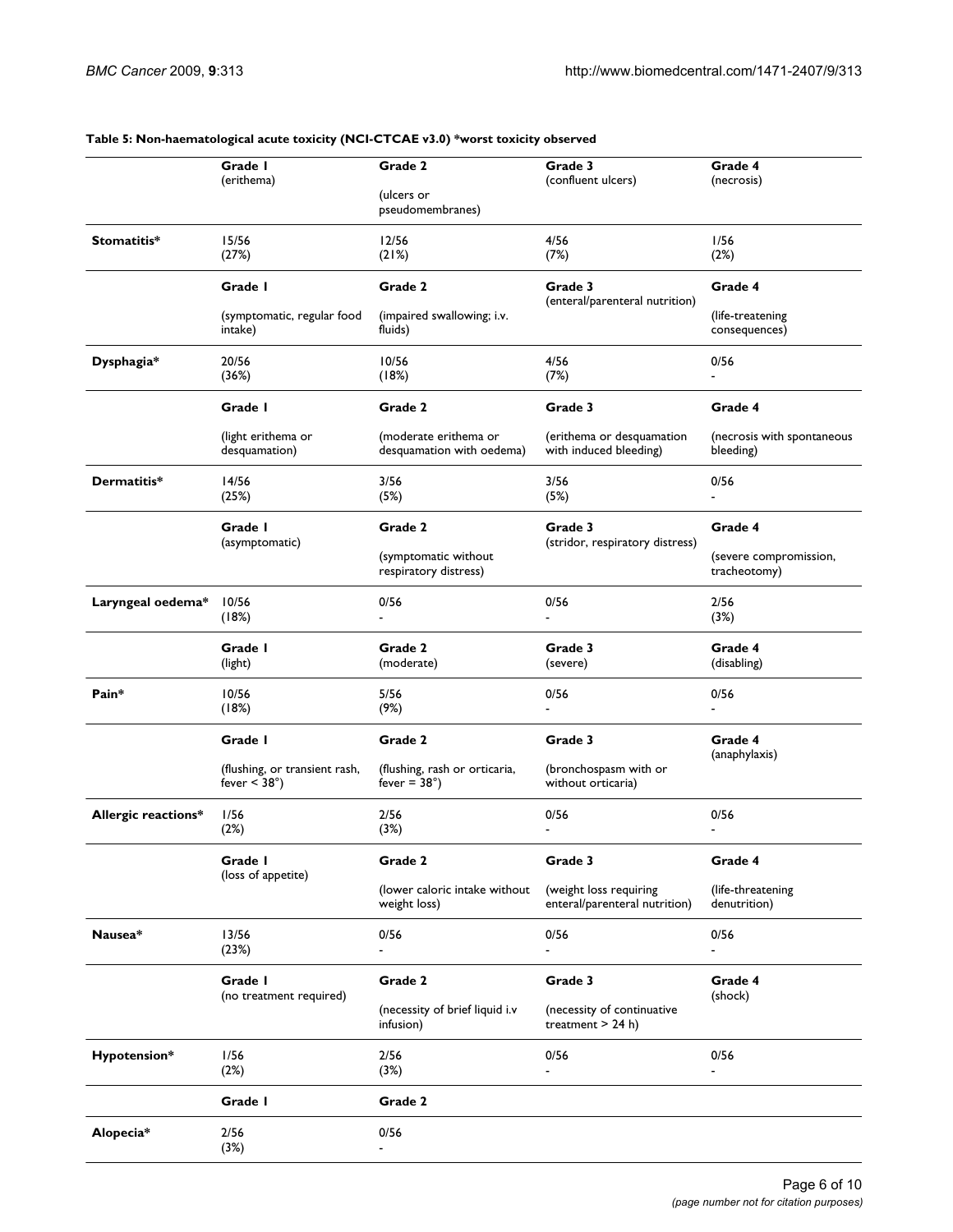**Table 5: Non-haematological acute toxicity (NCI-CTCAE v3.0) *worst toxicity observed**

| | Grade 1 | Grade 2 | Grade 3 | Grade 4 |
|---|---|---|---|---|
| | Grade 1 (erithema) | Grade 2 (ulcers or pseudomembranes) | Grade 3 (confluent ulcers) | Grade 4 (necrosis) |
| **Stomatitis*** | 15/56 (27%) | 12/56 (21%) | 4/56 (7%) | 1/56 (2%) |
| | **Grade 1** (symptomatic, regular food intake) | **Grade 2** (impaired swallowing; i.v. fluids) | **Grade 3** (enteral/parenteral nutrition) | **Grade 4** (life-treatening consequences) |
| **Dysphagia*** | 20/56 (36%) | 10/56 (18%) | 4/56 (7%) | 0/56 - |
| | **Grade 1** (light erithema or desquamation) | **Grade 2** (moderate erithema or desquamation with oedema) | **Grade 3** (erithema or desquamation with induced bleeding) | **Grade 4** (necrosis with spontaneous bleeding) |
| **Dermatitis*** | 14/56 (25%) | 3/56 (5%) | 3/56 (5%) | 0/56 - |
| | **Grade 1** (asymptomatic) | **Grade 2** (symptomatic without respiratory distress) | **Grade 3** (stridor, respiratory distress) | **Grade 4** (severe compromission, tracheotomy) |
| **Laryngeal oedema*** | 10/56 (18%) | 0/56 - | 0/56 - | 2/56 (3%) |
| | **Grade 1** (light) | **Grade 2** (moderate) | **Grade 3** (severe) | **Grade 4** (disabling) |
| **Pain*** | 10/56 (18%) | 5/56 (9%) | 0/56 - | 0/56 - |
| | **Grade 1** (flushing, or transient rash, fever < 38°) | **Grade 2** (flushing, rash or orticaria, fever = 38°) | **Grade 3** (bronchospasm with or without orticaria) | **Grade 4** (anaphylaxis) |
| **Allergic reactions*** | 1/56 (2%) | 2/56 (3%) | 0/56 - | 0/56 - |
| | **Grade 1** (loss of appetite) | **Grade 2** (lower caloric intake without weight loss) | **Grade 3** (weight loss requiring enteral/parenteral nutrition) | **Grade 4** (life-threatening denutrition) |
| **Nausea*** | 13/56 (23%) | 0/56 - | 0/56 - | 0/56 - |
| | **Grade 1** (no treatment required) | **Grade 2** (necessity of brief liquid i.v infusion) | **Grade 3** (necessity of continuative treatment > 24 h) | **Grade 4** (shock) |
| **Hypotension*** | 1/56 (2%) | 2/56 (3%) | 0/56 - | 0/56 - |
| | **Grade 1** | **Grade 2** | | |
| **Alopecia*** | 2/56 (3%) | 0/56 - | | |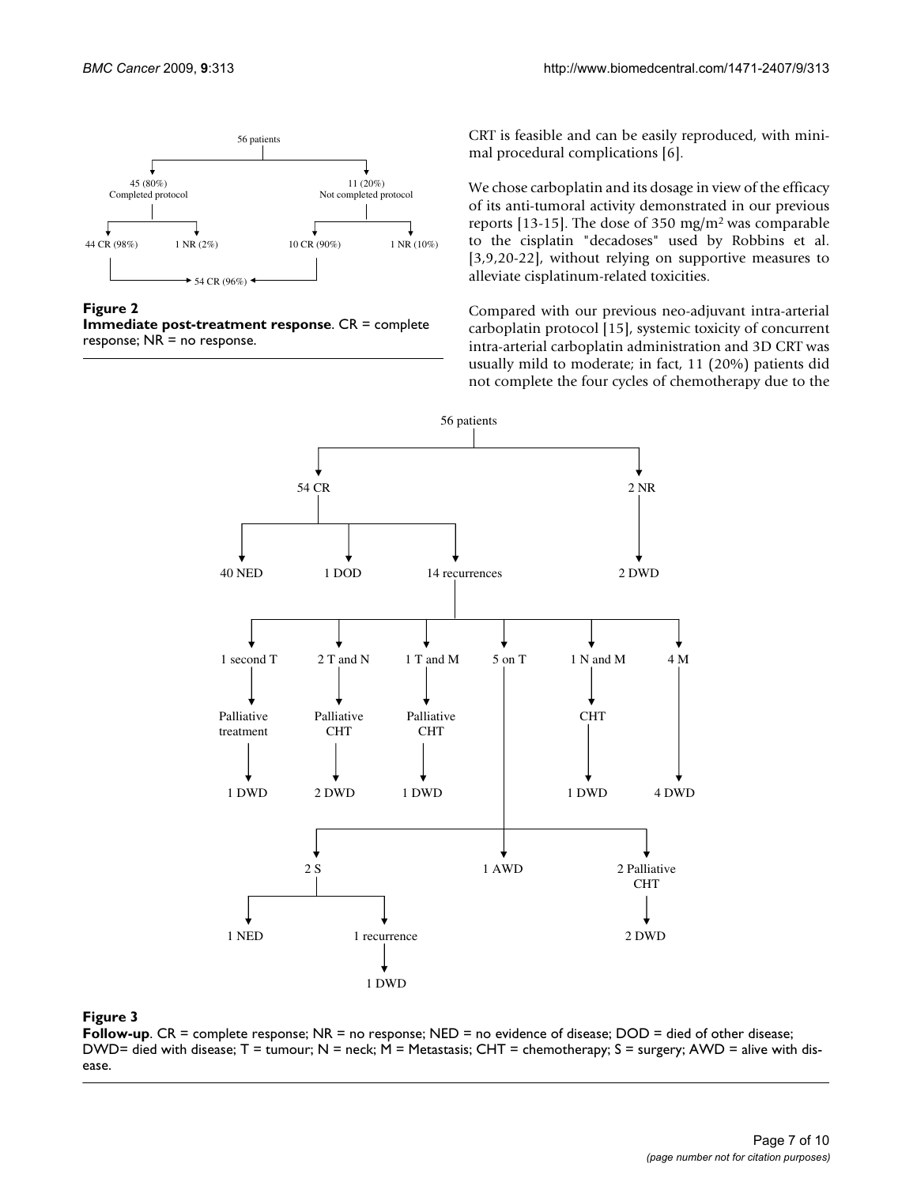56 patients

45 (80%) Completed protocol

11 (20%) Not completed protocol

44 CR (98%)

1 NR (2%)

10 CR (90%)

1 NR (10%)

54 CR (96%)

**Figure 2**
**Immediate post-treatment response**. CR = complete response; NR = no response.

CRT is feasible and can be easily reproduced, with minimal procedural complications [6].

We chose carboplatin and its dosage in view of the efficacy of its anti-tumoral activity demonstrated in our previous reports [13-15]. The dose of 350 mg/m$^2$ was comparable to the cisplatin "decadoses" used by Robbins et al. [3,9,20-22], without relying on supportive measures to alleviate cisplatinum-related toxicities.

Compared with our previous neo-adjuvant intra-arterial carboplatin protocol [15], systemic toxicity of concurrent intra-arterial carboplatin administration and 3D CRT was usually mild to moderate; in fact, 11 (20%) patients did not complete the four cycles of chemotherapy due to the

56 patients

54 CR

2 NR

40 NED

1 DOD

14 recurrences

2 DWD

1 second T

2 T and N

1 T and M

5 on T

1 N and M

4 M

Palliative treatment

Palliative CHT

Palliative CHT

CHT

1 DWD

2 DWD

1 DWD

1 DWD

4 DWD

2 S

1 AWD

2 Palliative CHT

1 NED

1 recurrence

2 DWD

1 DWD

**Figure 3**
**Follow-up**. CR = complete response; NR = no response; NED = no evidence of disease; DOD = died of other disease; DWD= died with disease; T = tumour; N = neck; M = Metastasis; CHT = chemotherapy; S = surgery; AWD = alive with disease.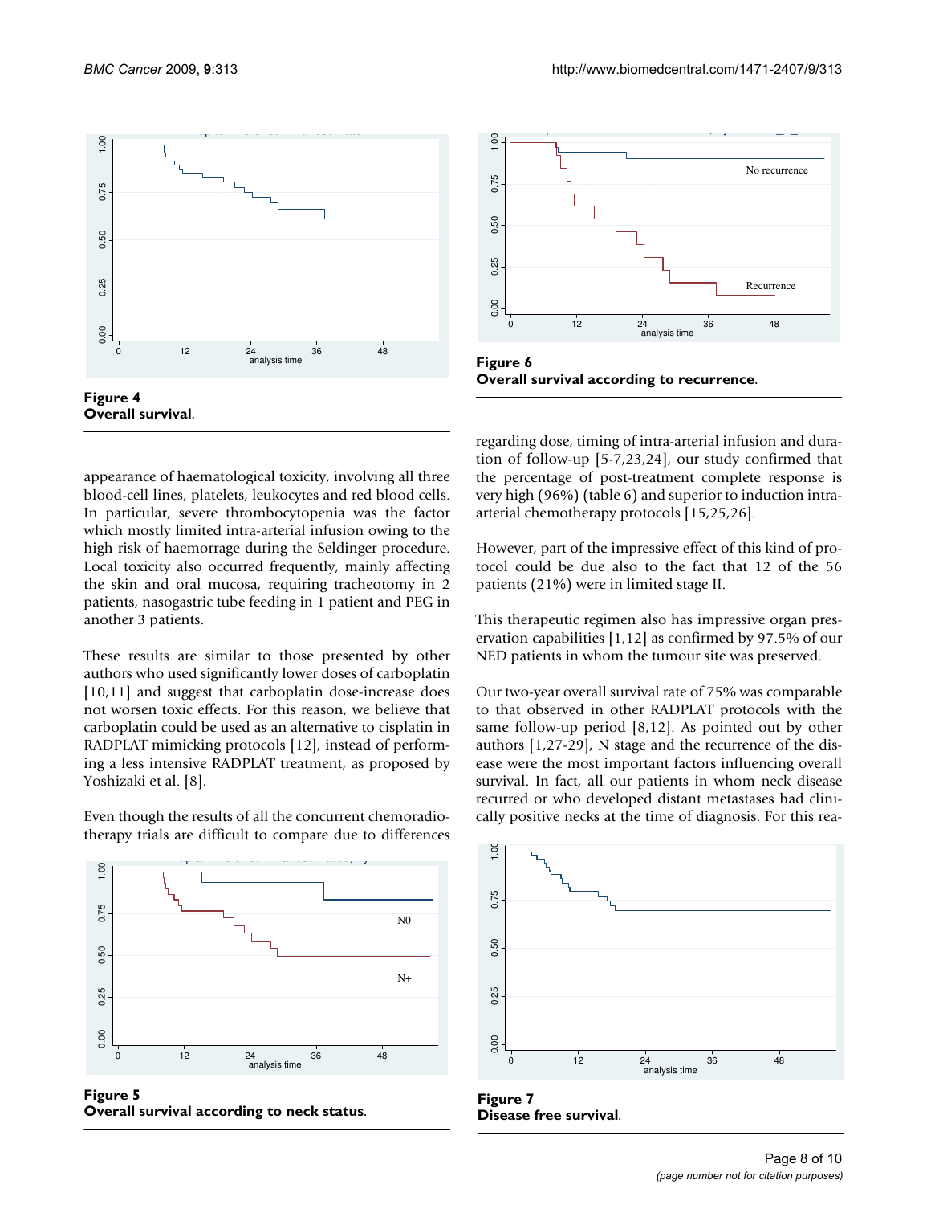1.00
0.75
0.50
0.25
0.00
0 12 24 36 48
analysis time

**Figure 4**
**Overall survival.**

1.00
0.75
0.50
0.25
0.00
0 12 24 36 48
analysis time
No recurrence
Recurrence

**Figure 6**
**Overall survival according to recurrence.**

appearance of haematological toxicity, involving all three blood-cell lines, platelets, leukocytes and red blood cells. In particular, severe thrombocytopenia was the factor which mostly limited intra-arterial infusion owing to the high risk of haemorrage during the Seldinger procedure. Local toxicity also occurred frequently, mainly affecting the skin and oral mucosa, requiring tracheotomy in 2 patients, nasogastric tube feeding in 1 patient and PEG in another 3 patients.

These results are similar to those presented by other authors who used significantly lower doses of carboplatin [10,11] and suggest that carboplatin dose-increase does not worsen toxic effects. For this reason, we believe that carboplatin could be used as an alternative to cisplatin in RADPLAT mimicking protocols [12], instead of performing a less intensive RADPLAT treatment, as proposed by Yoshizaki et al. [8].

Even though the results of all the concurrent chemoradiotherapy trials are difficult to compare due to differences regarding dose, timing of intra-arterial infusion and duration of follow-up [5-7,23,24], our study confirmed that the percentage of post-treatment complete response is very high (96%) (table 6) and superior to induction intra-arterial chemotherapy protocols [15,25,26].

However, part of the impressive effect of this kind of protocol could be due also to the fact that 12 of the 56 patients (21%) were in limited stage II.

This therapeutic regimen also has impressive organ preservation capabilities [1,12] as confirmed by 97.5% of our NED patients in whom the tumour site was preserved.

Our two-year overall survival rate of 75% was comparable to that observed in other RADPLAT protocols with the same follow-up period [8,12]. As pointed out by other authors [1,27-29], N stage and the recurrence of the disease were the most important factors influencing overall survival. In fact, all our patients in whom neck disease recurred or who developed distant metastases had clinically positive necks at the time of diagnosis. For this rea-

1.00
0.75
0.50
0.25
0.00
0 12 24 36 48
analysis time
N0
N+

**Figure 5**
**Overall survival according to neck status.**

1.00
0.75
0.50
0.25
0.00
0 12 24 36 48
analysis time

**Figure 7**
**Disease free survival.**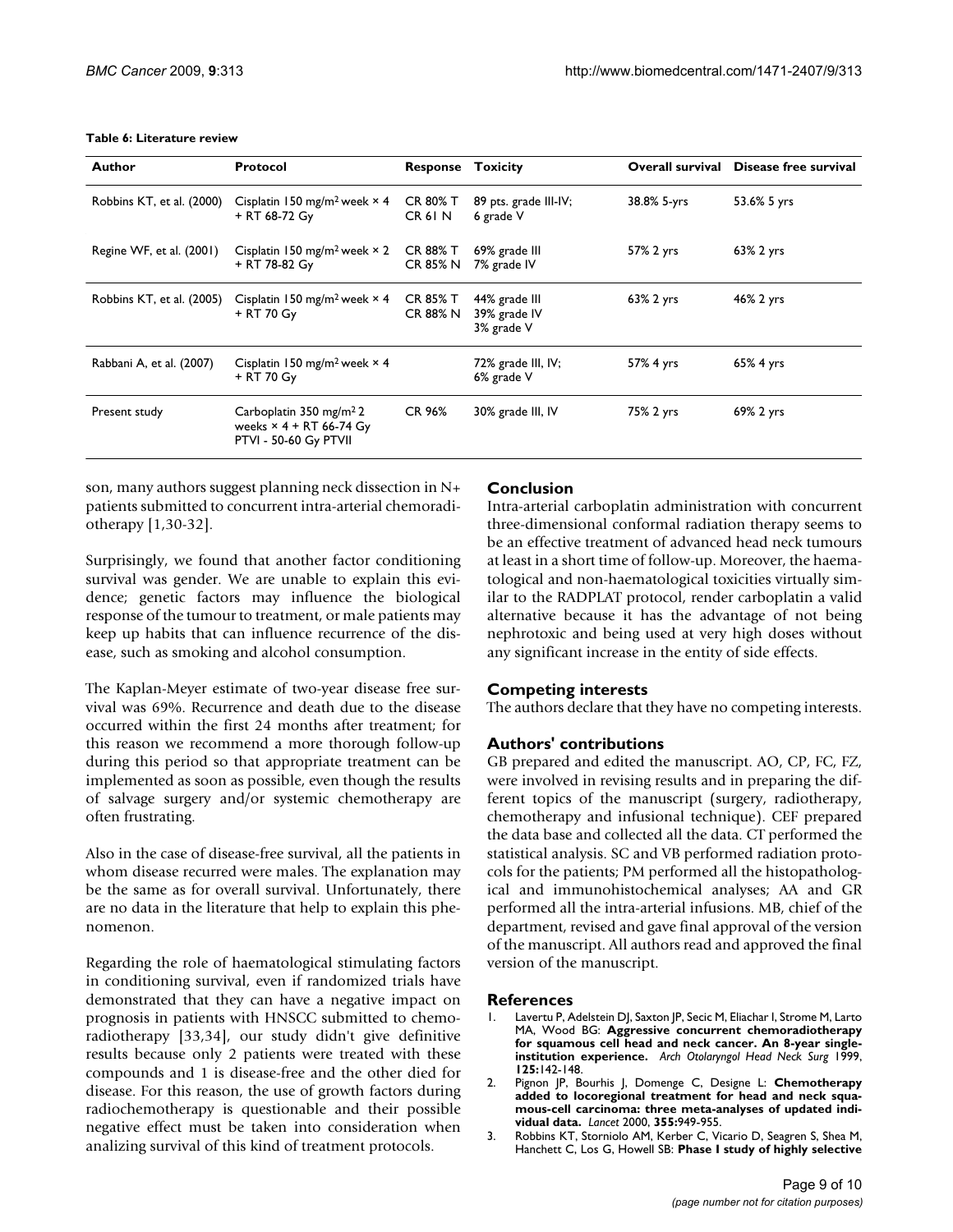**Table 6: Literature review**

| Author | Protocol | Response | Toxicity | Overall survival | Disease free survival |
| --- | --- | --- | --- | --- | --- |
| Robbins KT, et al. (2000) | Cisplatin 150 mg/m$^2$ week × 4 + RT 68-72 Gy | CR 80% T CR 61 N | 89 pts. grade III-IV; 6 grade V | 38.8% 5-yrs | 53.6% 5 yrs |
| Regine WF, et al. (2001) | Cisplatin 150 mg/m$^2$ week × 2 + RT 78-82 Gy | CR 88% T CR 85% N | 69% grade III 7% grade IV | 57% 2 yrs | 63% 2 yrs |
| Robbins KT, et al. (2005) | Cisplatin 150 mg/m$^2$ week × 4 + RT 70 Gy | CR 85% T CR 88% N | 44% grade III 39% grade IV 3% grade V | 63% 2 yrs | 46% 2 yrs |
| Rabbani A, et al. (2007) | Cisplatin 150 mg/m$^2$ week × 4 + RT 70 Gy | | 72% grade III, IV; 6% grade V | 57% 4 yrs | 65% 4 yrs |
| Present study | Carboplatin 350 mg/m$^2$ 2 weeks × 4 + RT 66-74 Gy PTVI - 50-60 Gy PTVII | CR 96% | 30% grade III, IV | 75% 2 yrs | 69% 2 yrs |

son, many authors suggest planning neck dissection in N+ patients submitted to concurrent intra-arterial chemoradiotherapy [1,30-32].

Surprisingly, we found that another factor conditioning survival was gender. We are unable to explain this evidence; genetic factors may influence the biological response of the tumour to treatment, or male patients may keep up habits that can influence recurrence of the disease, such as smoking and alcohol consumption.

The Kaplan-Meyer estimate of two-year disease free survival was 69%. Recurrence and death due to the disease occurred within the first 24 months after treatment; for this reason we recommend a more thorough follow-up during this period so that appropriate treatment can be implemented as soon as possible, even though the results of salvage surgery and/or systemic chemotherapy are often frustrating.

Also in the case of disease-free survival, all the patients in whom disease recurred were males. The explanation may be the same as for overall survival. Unfortunately, there are no data in the literature that help to explain this phenomenon.

Regarding the role of haematological stimulating factors in conditioning survival, even if randomized trials have demonstrated that they can have a negative impact on prognosis in patients with HNSCC submitted to chemoradiotherapy [33,34], our study didn't give definitive results because only 2 patients were treated with these compounds and 1 is disease-free and the other died for disease. For this reason, the use of growth factors during radiochemotherapy is questionable and their possible negative effect must be taken into consideration when analizing survival of this kind of treatment protocols.

## Conclusion

Intra-arterial carboplatin administration with concurrent three-dimensional conformal radiation therapy seems to be an effective treatment of advanced head neck tumours at least in a short time of follow-up. Moreover, the haematological and non-haematological toxicities virtually similar to the RADPLAT protocol, render carboplatin a valid alternative because it has the advantage of not being nephrotoxic and being used at very high doses without any significant increase in the entity of side effects.

## Competing interests

The authors declare that they have no competing interests.

## Authors' contributions

GB prepared and edited the manuscript. AO, CP, FC, FZ, were involved in revising results and in preparing the different topics of the manuscript (surgery, radiotherapy, chemotherapy and infusional technique). CEF prepared the data base and collected all the data. CT performed the statistical analysis. SC and VB performed radiation protocols for the patients; PM performed all the histopathological and immunohistochemical analyses; AA and GR performed all the intra-arterial infusions. MB, chief of the department, revised and gave final approval of the version of the manuscript. All authors read and approved the final version of the manuscript.

## References

1. Lavertu P, Adelstein DJ, Saxton JP, Secic M, Eliachar I, Strome M, Larto MA, Wood BG: **Aggressive concurrent chemoradiotherapy for squamous cell head and neck cancer. An 8-year single-institution experience.** *Arch Otolaryngol Head Neck Surg* 1999, **125:**142-148.
2. Pignon JP, Bourhis J, Domenge C, Designe L: **Chemotherapy added to locoregional treatment for head and neck squamous-cell carcinoma: three meta-analyses of updated individual data.** *Lancet* 2000, **355:**949-955.
3. Robbins KT, Storniolo AM, Kerber C, Vicario D, Seagren S, Shea M, Hanchett C, Los G, Howell SB: **Phase I study of highly selective**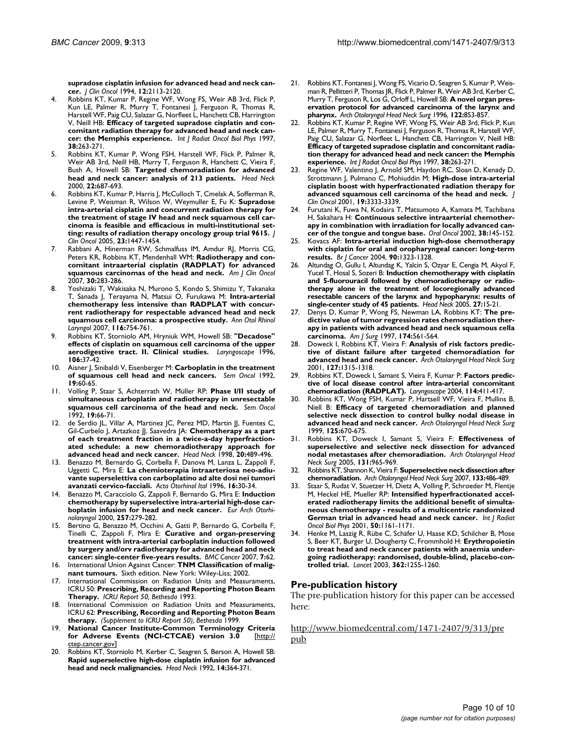**supradose cisplatin infusion for advanced head and neck cancer.** *J Clin Oncol* 1994, **12:**2113-2120.

4. Robbins KT, Kumar P, Regine WF, Wong FS, Weir AB 3rd, Flick P, Kun LE, Palmer R, Murry T, Fontanesi J, Ferguson R, Thomas R, Harstell WF, Paig CU, Salazar G, Norfleet L, Hanchett CB, Harrington V, Neill HB: **Efficacy of targeted supradose cisplatin and concomitant radiation therapy for advanced head and neck cancer: the Memphis experience.** *Int J Radiat Oncol Biol Phys* 1997, **38:**263-271.
5. Robbins KT, Kumar P, Wong FSH, Harstell WF, Flick P, Palmer R, Weir AB 3rd, Neill HB, Murry T, Ferguson R, Hanchett C, Vieira F, Bush A, Howell SB: **Targeted chemoradiation for advanced head and neck cancer: analysis of 213 patients.** *Head Neck* 2000, **22:**687-693.
6. Robbins KT, Kumar P, Harris J, McCulloch T, Cmelak A, Sofferman R, Levine P, Weisman R, Wilson W, Weymuller E, Fu K: **Supradose intra-arterial cisplatin and concurrent radiation therapy for the treatment of stage IV head and neck squamous cell carcinoma is feasible and efficacious in multi-institutional setting: results of radiation therapy oncology group trial 9615.** *J Clin Oncol* 2005, **23:**1447-1454.
7. Rabbani A, Hinerman RW, Schmalfuss IM, Amdur RJ, Morris CG, Peters KR, Robbins KT, Mendenhall WM: **Radiotherapy and concomitant intraarterial cisplatin (RADPLAT) for advanced squamous carcinomas of the head and neck.** *Am J Clin Oncol* 2007, **30:**283-286.
8. Yoshizaki T, Wakisaka N, Murono S, Kondo S, Shimizu Y, Takanaka T, Sanada J, Terayama N, Matsui O, Furukawa M: **Intra-arterial chemotherapy less intensive than RADPLAT with concurrent radiotherapy for respectable advanced head and neck squamous cell carcinoma: a prospective study.** *Ann Otol Rhinol Laryngol* 2007, **116:**754-761.
9. Robbins KT, Storniolo AM, Hryniuk WM, Howell SB: **"Decadose" effects of cisplatin on squamous cell carcinoma of the upper aerodigestive tract. II. Clinical studies.** *Laryngoscope* 1996, **106:**37-42.
10. Aisner J, Sinibaldi V, Eisenberger M: **Carboplatin in the treatment of squamous cell head and neck cancers.** *Sem Oncol* 1992, **19:**60-65.
11. Volling P, Staar S, Achterrath W, Müller RP: **Phase I/II study of simultaneous carboplatin and radiotherapy in unresectable squamous cell carcinoma of the head and neck.** *Sem Oncol* 1992, **19:**66-71.
12. de Serdio JL, Villar A, Martinez JC, Perez MD, Martin JJ, Fuentes C, Gil-Curbelo J, Artazkoz JJ, Saavedra JA: **Chemotherapy as a part of each treatment fraction in a twice-a-day hyperfractionated schedule: a new chemoradiotherapy approach for advanced head and neck cancer.** *Head Neck* 1998, **20:**489-496.
13. Benazzo M, Bernardo G, Corbella F, Danova M, Lanza L, Zappoli F, Uggetti C, Mira E: **La chemioterapia intraarteriosa neo-adiuvante superselettiva con carboplatino ad alte dosi nei tumori avanzati cervico-facciali.** *Acta Otorhinol Ital* 1996, **16:**30-34.
14. Benazzo M, Caracciolo G, Zappoli F, Bernardo G, Mira E: **Induction chemotherapy by superselective intra-arterial high-dose carboplatin infusion for head and neck cancer.** *Eur Arch Otorhinolaryngol* 2000, **257:**279-282.
15. Bertino G, Benazzo M, Occhini A, Gatti P, Bernardo G, Corbella F, Tinelli C, Zappoli F, Mira E: **Curative and organ-preserving treatment with intra-arterial carboplatin induction followed by surgery and/orv radiotherapy for advanced head and neck cancer: single-center five-years results.** *BMC Cancer* 2007, **7:**62.
16. International Union Against Cancer: **TNM Classification of malignant tumours.** Sixth edition. New York: Wiley-Liss; 2002.
17. International Commission on Radiation Units and Measurements, ICRU 50: **Prescribing, Recording and Reporting Photon Beam Therapy.** *ICRU Report 50, Bethesda* 1993.
18. International Commission on Radiation Units and Measurements, ICRU 62: **Prescribing, Recording and Reporting Photon Beam therapy.** *(Supplement to ICRU Report 50), Bethesda* 1999.
19. **National Cancer Institute-Common Terminology Criteria for Adverse Events (NCI-CTCAE) version 3.0** [http://ctep.cancer.gov]
20. Robbins KT, Storniolo M, Kerber C, Seagren S, Berson A, Howell SB: **Rapid superselective high-dose cisplatin infusion for advanced head and neck malignancies.** *Head Neck* 1992, **14:**364-371.
21. Robbins KT, Fontanesi J, Wong FS, Vicario D, Seagren S, Kumar P, Weisman R, Pellitteri P, Thomas JR, Flick P, Palmer R, Weir AB 3rd, Kerber C, Murry T, Ferguson R, Los G, Orloff L, Howell SB: **A novel organ preservation protocol for advanced carcinoma of the larynx and pharynx.** *Arch Otolaryngol Head Neck Surg* 1996, **122:**853-857.
22. Robbins KT, Kumar P, Regine WF, Wong FS, Weir AB 3rd, Flick P, Kun LE, Palmer R, Murry T, Fontanesi J, Ferguson R, Thomas R, Harstell WF, Paig CU, Salazar G, Norfleet L, Hanchett CB, Harrington V, Neill HB: **Efficacy of targeted supradose cisplatin and concomitant radiation therapy for advanced head and neck cancer: the Memphis experience.** *Int J Radiat Oncol Biol Phys* 1997, **38:**263-271.
23. Regine WF, Valentino J, Arnold SM, Haydon RC, Sloan D, Kenady D, Strottmann J, Pulmano C, Mohiuddin M: **High-dose intra-arterial cisplatin boost with hyperfractionated radiation therapy for advanced squamous cell carcinoma of the head and neck.** *J Clin Oncol* 2001, **19:**3333-3339.
24. Furutani K, Fuwa N, Kodaira T, Matsumoto A, Kamata M, Tachibana H, Sakahara H: **Continuous selective intraarterial chemotherapy in combination with irradiation for locally advanced cancer of the tongue and tongue base.** *Oral Oncol* 2002, **38:**145-152.
25. Kovacs AF: **Intra-arterial induction high-dose chemotherapy with cisplatin for oral and oropharyngeal cancer: long-term results.** *Br J Cancer* 2004, **90:**1323-1328.
26. Altundag O, Gullu I, Altundag K, Yalcin S, Ozyar E, Cengia M, Akyol F, Yucel T, Hosal S, Sozeri B: **Induction chemotherapy with cisplatin and 5-fluorouracil followed by chemoradiotherapy or radiotherapy alone in the treatment of locoregionally advanced resectable cancers of the larynx and hypopharynx: results of single-center study of 45 patients.** *Head Neck* 2005, **27:**15-21.
27. Denys D, Kumar P, Wong FS, Newman LA, Robbins KT: **The predictive value of tumor regression rates chemoradiation therapy in patients with advanced head and neck squamous cella carcinoma.** *Am J Surg* 1997, **174:**561-564.
28. Doweck I, Robbins KT, Vieira F: **Analysis of risk factors predictive of distant failure after targeted chemoradiation for advanced head and neck cancer.** *Arch Otolaryngol Head Neck Surg* 2001, **127:**1315-1318.
29. Robbins KT, Doweck I, Samant S, Vieira F, Kumar P: **Factors predictive of local disease control after intra-arterial concomitant chemoradiation (RADPLAT).** *Laryngoscope* 2004, **114:**411-417.
30. Robbins KT, Wong FSH, Kumar P, Hartsell WF, Vieira F, Mullins B, Niell B: **Efficacy of targeted chemoradiation and planned selective neck dissection to control bulky nodal disease in advanced head and neck cancer.** *Arch Otolaryngol Head Neck Surg* 1999, **125:**670-675.
31. Robbins KT, Doweck I, Samant S, Vieira F: **Effectiveness of superselective and selective neck dissection for advanced nodal metastases after chemoradiation.** *Arch Otolaryngol Head Neck Surg* 2005, **131:**965-969.
32. Robbins KT, Shannon K, Vieira F: **Superselective neck dissection after chemoradiation.** *Arch Otolaryngol Head Neck Surg* 2007, **133:**486-489.
33. Staar S, Rudat V, Stuetzer H, Dietz A, Volling P, Schroeder M, Flentje M, Heckel HE, Mueller RP: **Intensified hyperfractionated accelerated radiotherapy limits the additional benefit of simultaneous chemotherapy - results of a multicentric randomized German trial in advanced head and neck cancer.** *Int J Radiat Oncol Biol Phys* 2001, **50:**1161-1171.
34. Henke M, Laszig R, Rübe C, Schäfer U, Haase KD, Schilcher B, Mose S, Beer KT, Burger U, Dougherty C, Frommhold H: **Erythropoietin to treat head and neck cancer patients with anaemia undergoing radiotherapy: randomised, double-blind, placebo-controlled trial.** *Lancet* 2003, **362:**1255-1260.

## Pre-publication history

The pre-publication history for this paper can be accessed here:

http://www.biomedcentral.com/1471-2407/9/313/prepub